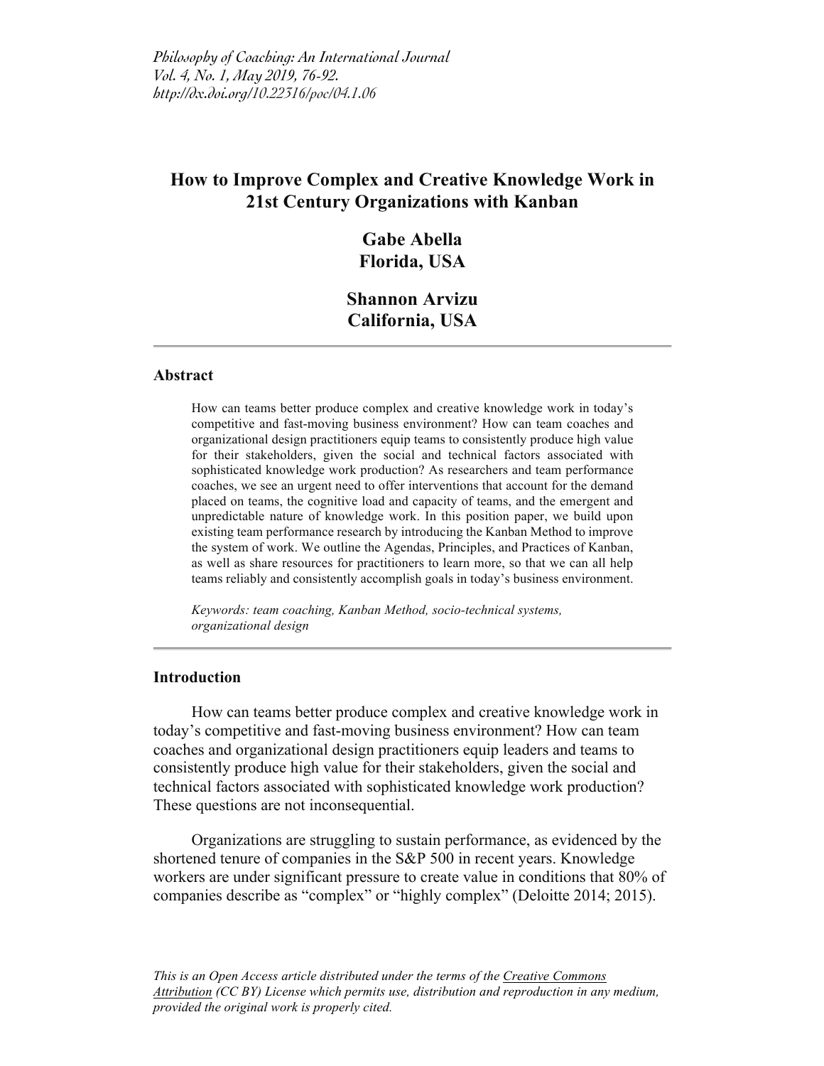*Philosophy of Coaching: An International Journal*
*Vol. 4, No. 1, May 2019, 76-92.*
*http://dx.doi.org/10.22316/poc/04.1.06*

# How to Improve Complex and Creative Knowledge Work in 21st Century Organizations with Kanban

**Gabe Abella**
**Florida, USA**

**Shannon Arvizu**
**California, USA**

---

### Abstract

How can teams better produce complex and creative knowledge work in today's competitive and fast-moving business environment? How can team coaches and organizational design practitioners equip teams to consistently produce high value for their stakeholders, given the social and technical factors associated with sophisticated knowledge work production? As researchers and team performance coaches, we see an urgent need to offer interventions that account for the demand placed on teams, the cognitive load and capacity of teams, and the emergent and unpredictable nature of knowledge work. In this position paper, we build upon existing team performance research by introducing the Kanban Method to improve the system of work. We outline the Agendas, Principles, and Practices of Kanban, as well as share resources for practitioners to learn more, so that we can all help teams reliably and consistently accomplish goals in today's business environment.

*Keywords: team coaching, Kanban Method, socio-technical systems, organizational design*

---

### Introduction

How can teams better produce complex and creative knowledge work in today's competitive and fast-moving business environment? How can team coaches and organizational design practitioners equip leaders and teams to consistently produce high value for their stakeholders, given the social and technical factors associated with sophisticated knowledge work production? These questions are not inconsequential.

Organizations are struggling to sustain performance, as evidenced by the shortened tenure of companies in the S&P 500 in recent years. Knowledge workers are under significant pressure to create value in conditions that 80% of companies describe as "complex" or "highly complex" (Deloitte 2014; 2015).

*This is an Open Access article distributed under the terms of the Creative Commons Attribution (CC BY) License which permits use, distribution and reproduction in any medium, provided the original work is properly cited.*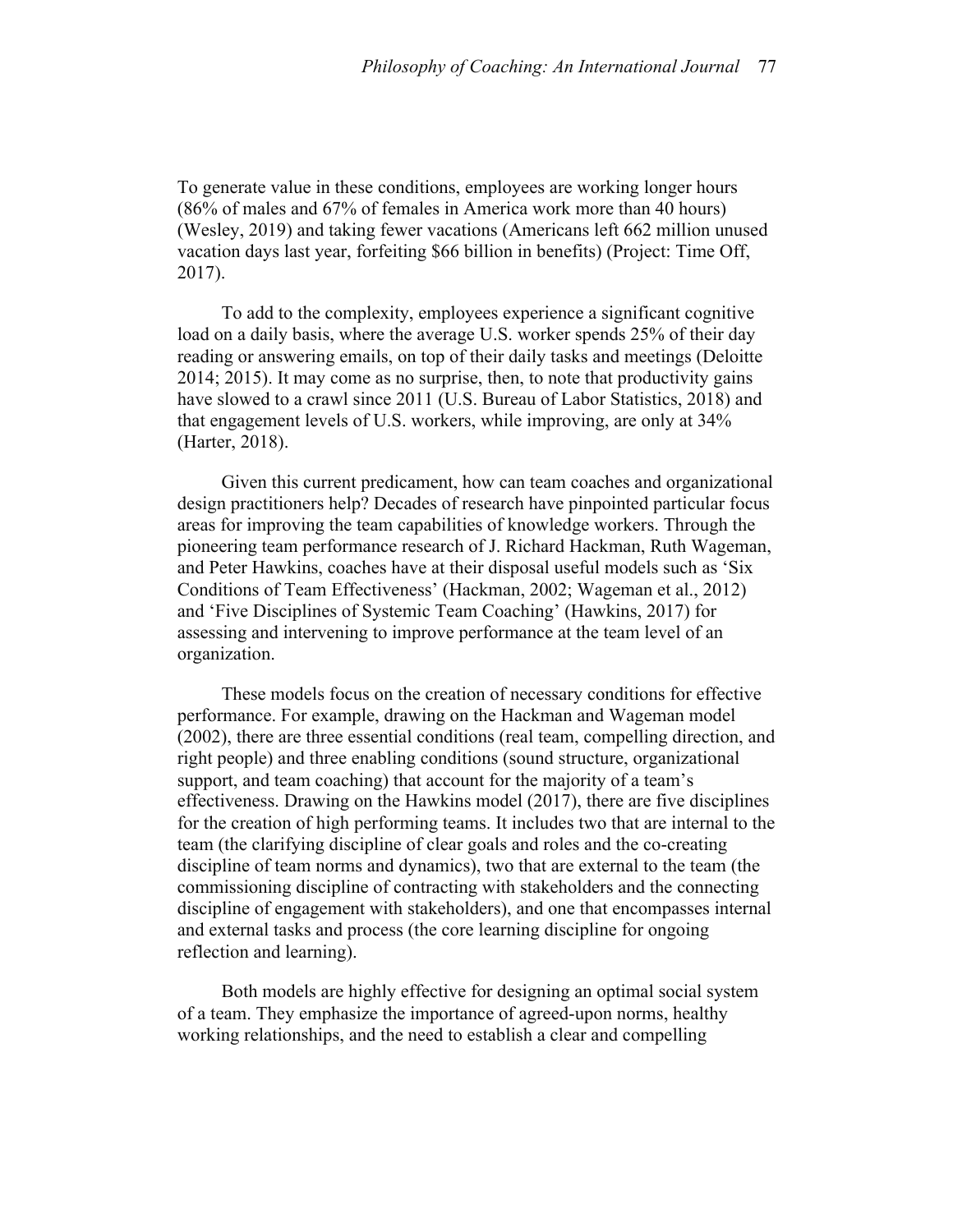To generate value in these conditions, employees are working longer hours (86% of males and 67% of females in America work more than 40 hours) (Wesley, 2019) and taking fewer vacations (Americans left 662 million unused vacation days last year, forfeiting $66 billion in benefits) (Project: Time Off, 2017).

To add to the complexity, employees experience a significant cognitive load on a daily basis, where the average U.S. worker spends 25% of their day reading or answering emails, on top of their daily tasks and meetings (Deloitte 2014; 2015). It may come as no surprise, then, to note that productivity gains have slowed to a crawl since 2011 (U.S. Bureau of Labor Statistics, 2018) and that engagement levels of U.S. workers, while improving, are only at 34% (Harter, 2018).

Given this current predicament, how can team coaches and organizational design practitioners help? Decades of research have pinpointed particular focus areas for improving the team capabilities of knowledge workers. Through the pioneering team performance research of J. Richard Hackman, Ruth Wageman, and Peter Hawkins, coaches have at their disposal useful models such as 'Six Conditions of Team Effectiveness' (Hackman, 2002; Wageman et al., 2012) and 'Five Disciplines of Systemic Team Coaching' (Hawkins, 2017) for assessing and intervening to improve performance at the team level of an organization.

These models focus on the creation of necessary conditions for effective performance. For example, drawing on the Hackman and Wageman model (2002), there are three essential conditions (real team, compelling direction, and right people) and three enabling conditions (sound structure, organizational support, and team coaching) that account for the majority of a team's effectiveness. Drawing on the Hawkins model (2017), there are five disciplines for the creation of high performing teams. It includes two that are internal to the team (the clarifying discipline of clear goals and roles and the co-creating discipline of team norms and dynamics), two that are external to the team (the commissioning discipline of contracting with stakeholders and the connecting discipline of engagement with stakeholders), and one that encompasses internal and external tasks and process (the core learning discipline for ongoing reflection and learning).

Both models are highly effective for designing an optimal social system of a team. They emphasize the importance of agreed-upon norms, healthy working relationships, and the need to establish a clear and compelling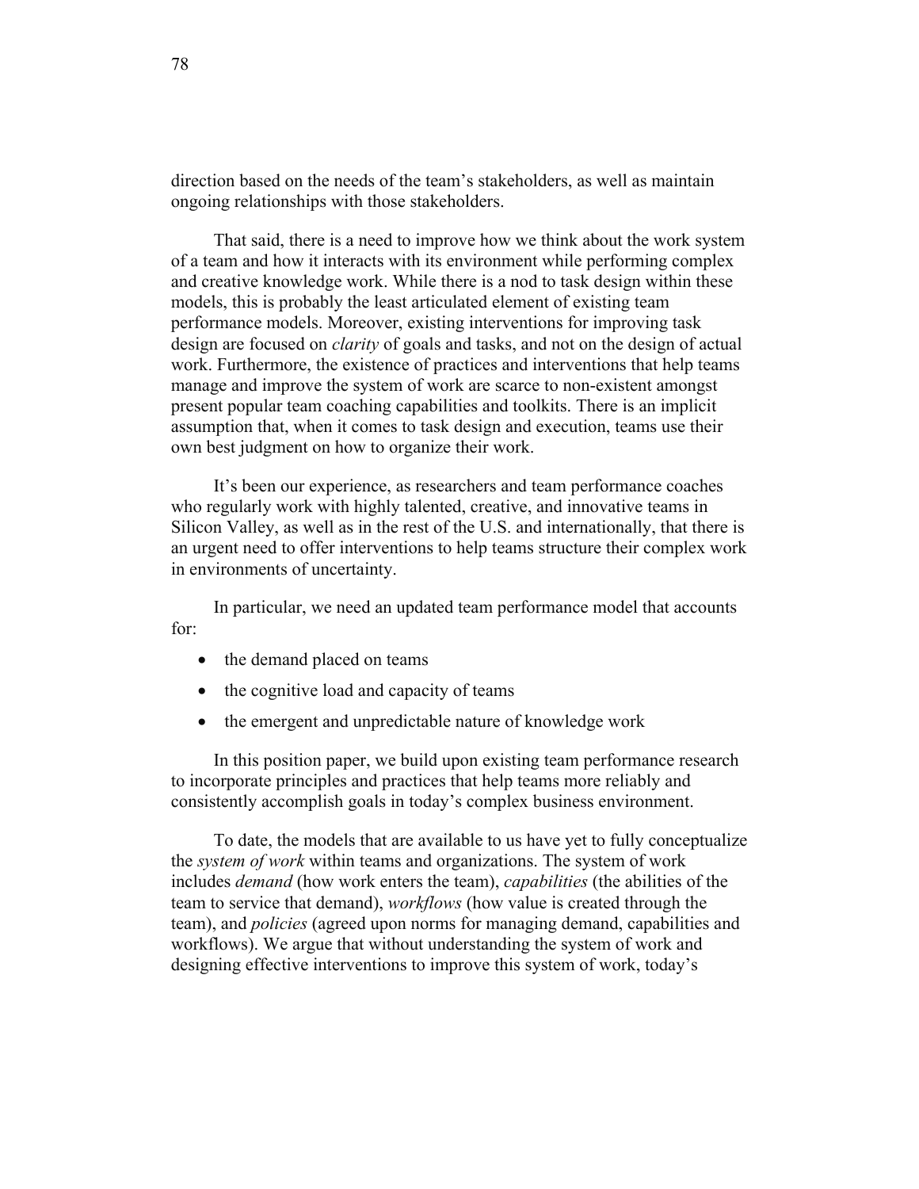direction based on the needs of the team's stakeholders, as well as maintain ongoing relationships with those stakeholders.

That said, there is a need to improve how we think about the work system of a team and how it interacts with its environment while performing complex and creative knowledge work. While there is a nod to task design within these models, this is probably the least articulated element of existing team performance models. Moreover, existing interventions for improving task design are focused on *clarity* of goals and tasks, and not on the design of actual work. Furthermore, the existence of practices and interventions that help teams manage and improve the system of work are scarce to non-existent amongst present popular team coaching capabilities and toolkits. There is an implicit assumption that, when it comes to task design and execution, teams use their own best judgment on how to organize their work.

It's been our experience, as researchers and team performance coaches who regularly work with highly talented, creative, and innovative teams in Silicon Valley, as well as in the rest of the U.S. and internationally, that there is an urgent need to offer interventions to help teams structure their complex work in environments of uncertainty.

In particular, we need an updated team performance model that accounts for:

- the demand placed on teams
- the cognitive load and capacity of teams
- the emergent and unpredictable nature of knowledge work

In this position paper, we build upon existing team performance research to incorporate principles and practices that help teams more reliably and consistently accomplish goals in today's complex business environment.

To date, the models that are available to us have yet to fully conceptualize the *system of work* within teams and organizations. The system of work includes *demand* (how work enters the team), *capabilities* (the abilities of the team to service that demand), *workflows* (how value is created through the team), and *policies* (agreed upon norms for managing demand, capabilities and workflows). We argue that without understanding the system of work and designing effective interventions to improve this system of work, today's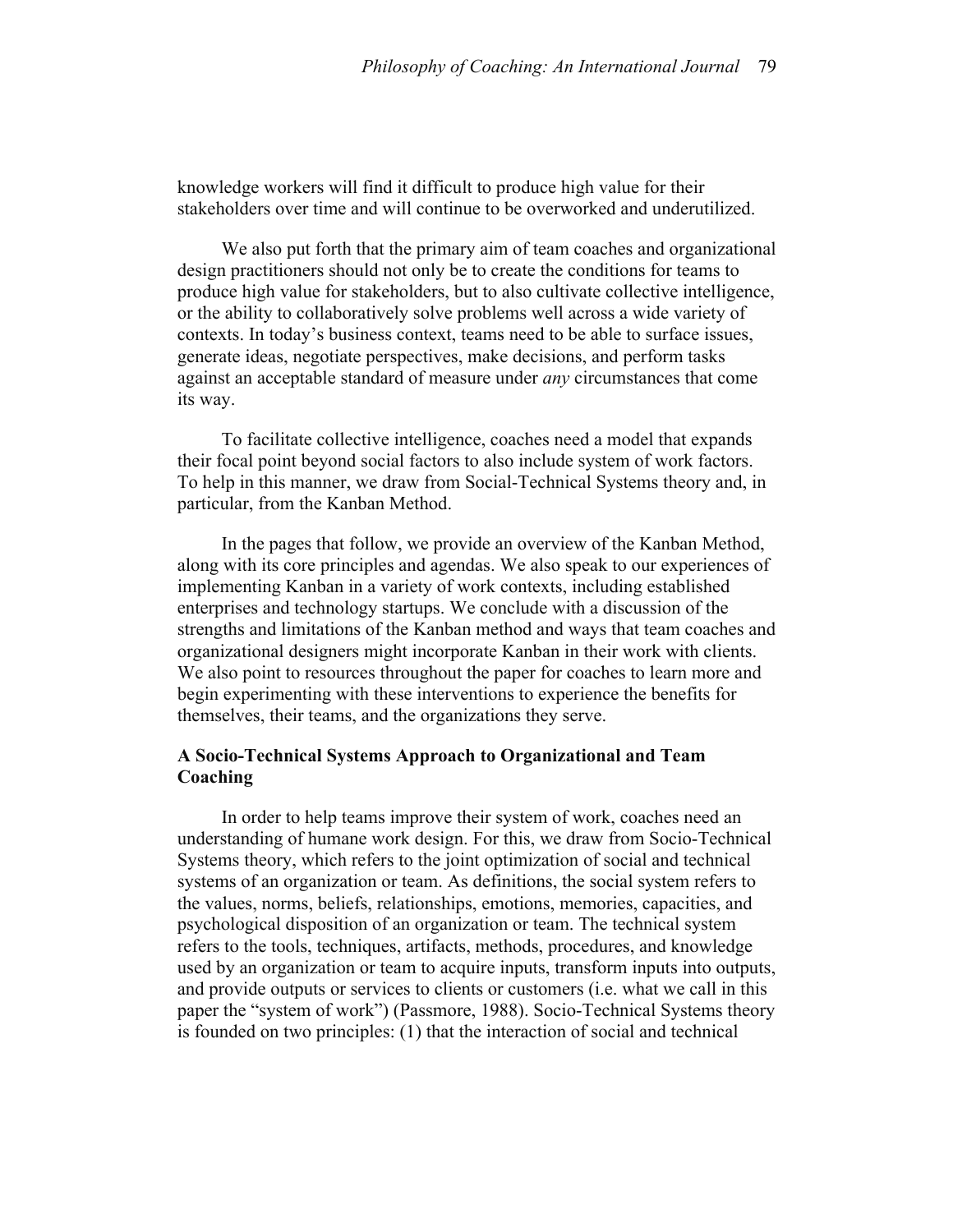knowledge workers will find it difficult to produce high value for their stakeholders over time and will continue to be overworked and underutilized.

We also put forth that the primary aim of team coaches and organizational design practitioners should not only be to create the conditions for teams to produce high value for stakeholders, but to also cultivate collective intelligence, or the ability to collaboratively solve problems well across a wide variety of contexts. In today's business context, teams need to be able to surface issues, generate ideas, negotiate perspectives, make decisions, and perform tasks against an acceptable standard of measure under *any* circumstances that come its way.

To facilitate collective intelligence, coaches need a model that expands their focal point beyond social factors to also include system of work factors. To help in this manner, we draw from Social-Technical Systems theory and, in particular, from the Kanban Method.

In the pages that follow, we provide an overview of the Kanban Method, along with its core principles and agendas. We also speak to our experiences of implementing Kanban in a variety of work contexts, including established enterprises and technology startups. We conclude with a discussion of the strengths and limitations of the Kanban method and ways that team coaches and organizational designers might incorporate Kanban in their work with clients. We also point to resources throughout the paper for coaches to learn more and begin experimenting with these interventions to experience the benefits for themselves, their teams, and the organizations they serve.

## A Socio-Technical Systems Approach to Organizational and Team Coaching

In order to help teams improve their system of work, coaches need an understanding of humane work design. For this, we draw from Socio-Technical Systems theory, which refers to the joint optimization of social and technical systems of an organization or team. As definitions, the social system refers to the values, norms, beliefs, relationships, emotions, memories, capacities, and psychological disposition of an organization or team. The technical system refers to the tools, techniques, artifacts, methods, procedures, and knowledge used by an organization or team to acquire inputs, transform inputs into outputs, and provide outputs or services to clients or customers (i.e. what we call in this paper the "system of work") (Passmore, 1988). Socio-Technical Systems theory is founded on two principles: (1) that the interaction of social and technical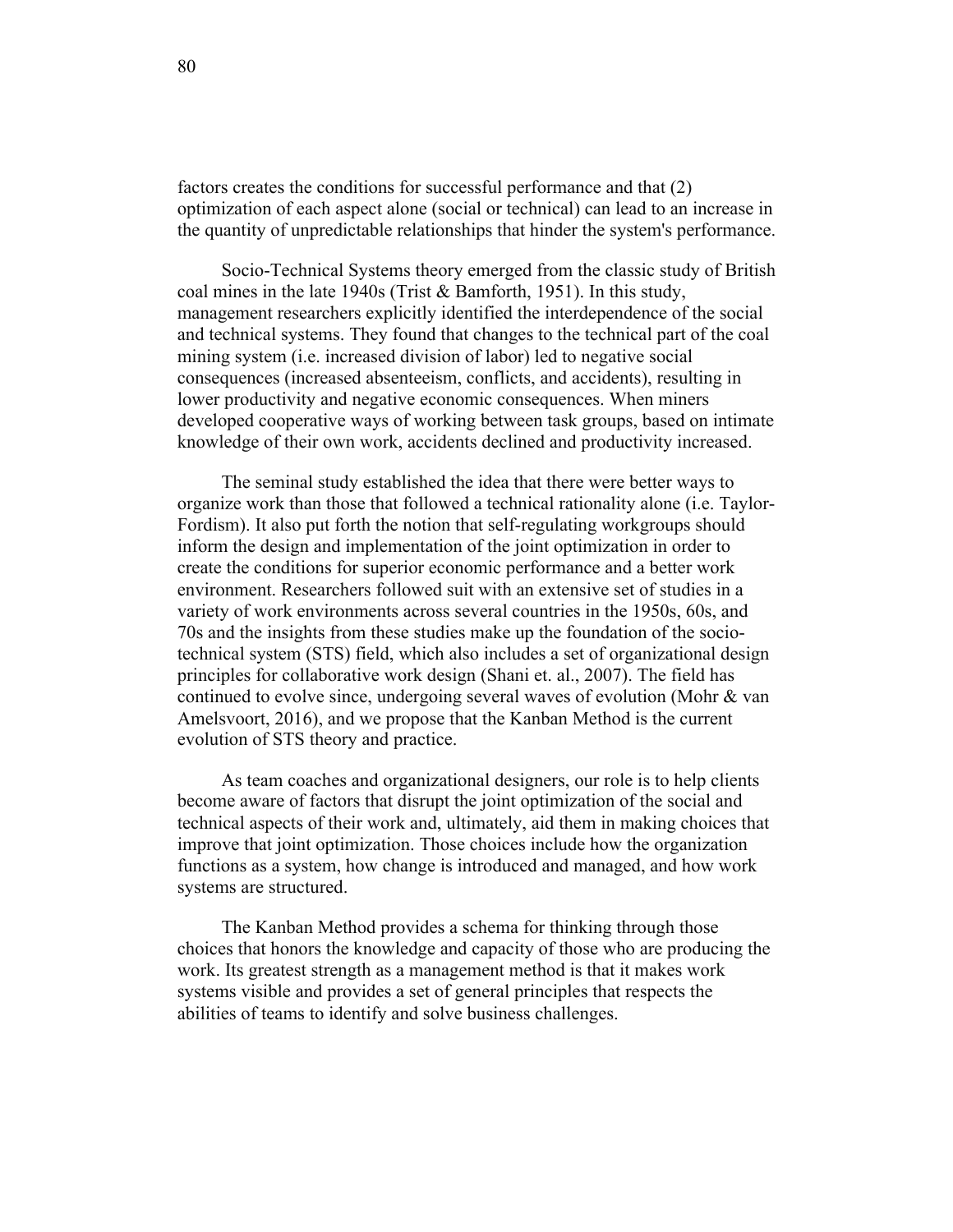factors creates the conditions for successful performance and that (2) optimization of each aspect alone (social or technical) can lead to an increase in the quantity of unpredictable relationships that hinder the system's performance.

Socio-Technical Systems theory emerged from the classic study of British coal mines in the late 1940s (Trist & Bamforth, 1951). In this study, management researchers explicitly identified the interdependence of the social and technical systems. They found that changes to the technical part of the coal mining system (i.e. increased division of labor) led to negative social consequences (increased absenteeism, conflicts, and accidents), resulting in lower productivity and negative economic consequences. When miners developed cooperative ways of working between task groups, based on intimate knowledge of their own work, accidents declined and productivity increased.

The seminal study established the idea that there were better ways to organize work than those that followed a technical rationality alone (i.e. Taylor-Fordism). It also put forth the notion that self-regulating workgroups should inform the design and implementation of the joint optimization in order to create the conditions for superior economic performance and a better work environment. Researchers followed suit with an extensive set of studies in a variety of work environments across several countries in the 1950s, 60s, and 70s and the insights from these studies make up the foundation of the socio-technical system (STS) field, which also includes a set of organizational design principles for collaborative work design (Shani et. al., 2007). The field has continued to evolve since, undergoing several waves of evolution (Mohr & van Amelsvoort, 2016), and we propose that the Kanban Method is the current evolution of STS theory and practice.

As team coaches and organizational designers, our role is to help clients become aware of factors that disrupt the joint optimization of the social and technical aspects of their work and, ultimately, aid them in making choices that improve that joint optimization. Those choices include how the organization functions as a system, how change is introduced and managed, and how work systems are structured.

The Kanban Method provides a schema for thinking through those choices that honors the knowledge and capacity of those who are producing the work. Its greatest strength as a management method is that it makes work systems visible and provides a set of general principles that respects the abilities of teams to identify and solve business challenges.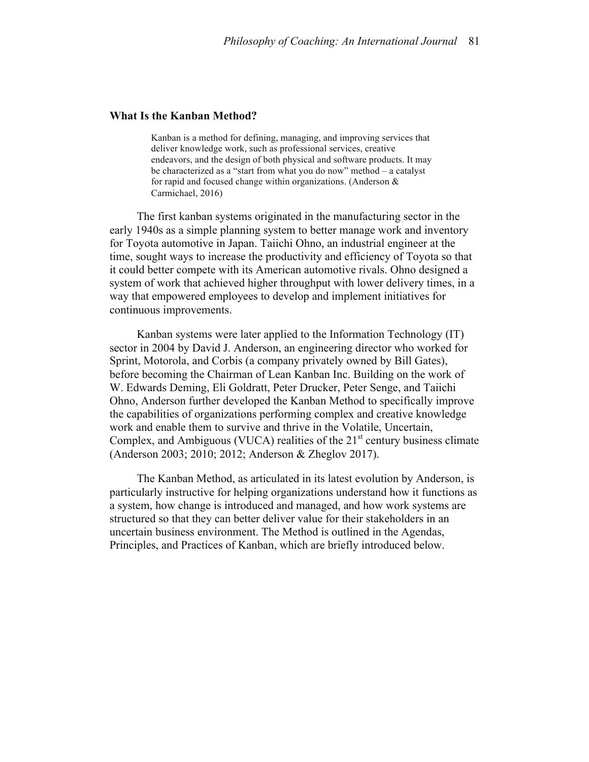**What Is the Kanban Method?**

> Kanban is a method for defining, managing, and improving services that deliver knowledge work, such as professional services, creative endeavors, and the design of both physical and software products. It may be characterized as a "start from what you do now" method – a catalyst for rapid and focused change within organizations. (Anderson & Carmichael, 2016)

The first kanban systems originated in the manufacturing sector in the early 1940s as a simple planning system to better manage work and inventory for Toyota automotive in Japan. Taiichi Ohno, an industrial engineer at the time, sought ways to increase the productivity and efficiency of Toyota so that it could better compete with its American automotive rivals. Ohno designed a system of work that achieved higher throughput with lower delivery times, in a way that empowered employees to develop and implement initiatives for continuous improvements.

Kanban systems were later applied to the Information Technology (IT) sector in 2004 by David J. Anderson, an engineering director who worked for Sprint, Motorola, and Corbis (a company privately owned by Bill Gates), before becoming the Chairman of Lean Kanban Inc. Building on the work of W. Edwards Deming, Eli Goldratt, Peter Drucker, Peter Senge, and Taiichi Ohno, Anderson further developed the Kanban Method to specifically improve the capabilities of organizations performing complex and creative knowledge work and enable them to survive and thrive in the Volatile, Uncertain, Complex, and Ambiguous (VUCA) realities of the 21st century business climate (Anderson 2003; 2010; 2012; Anderson & Zheglov 2017).

The Kanban Method, as articulated in its latest evolution by Anderson, is particularly instructive for helping organizations understand how it functions as a system, how change is introduced and managed, and how work systems are structured so that they can better deliver value for their stakeholders in an uncertain business environment. The Method is outlined in the Agendas, Principles, and Practices of Kanban, which are briefly introduced below.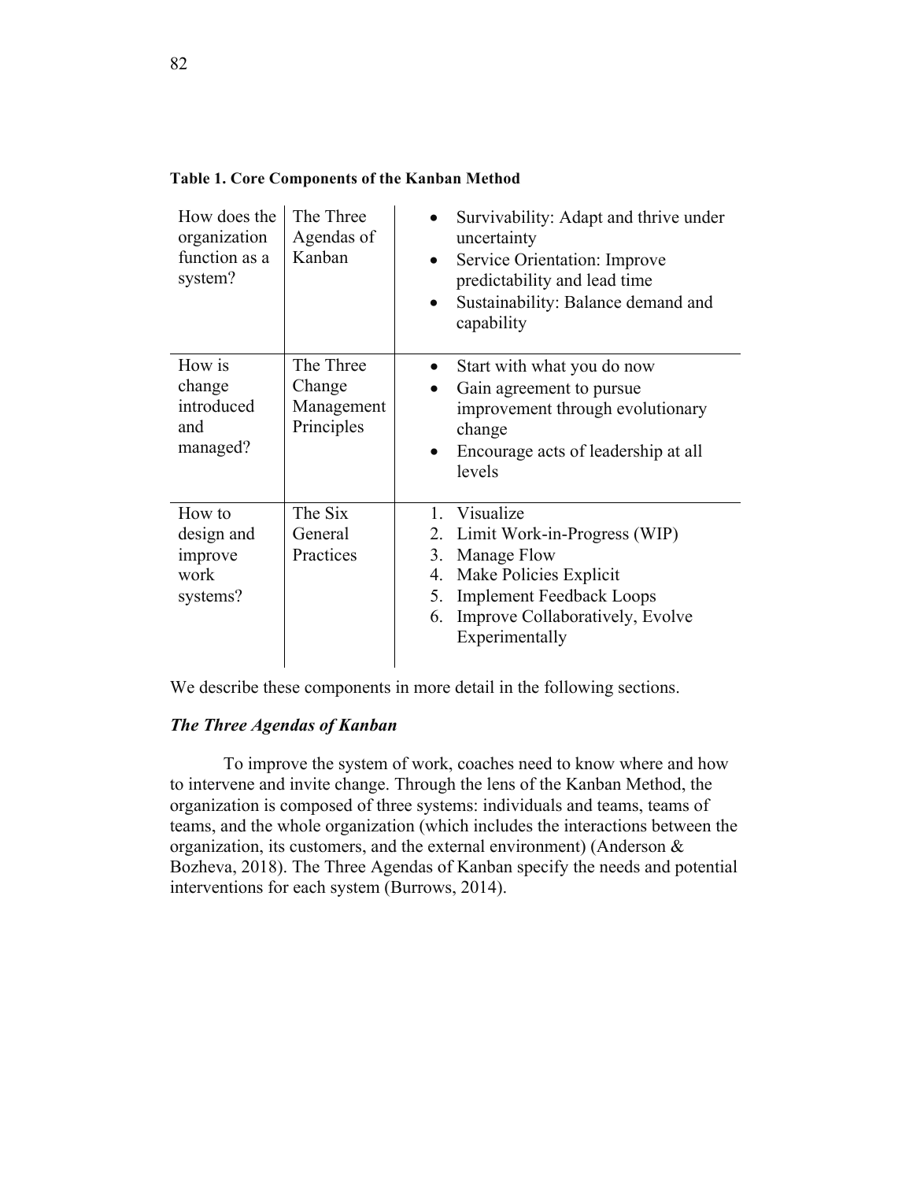**Table 1. Core Components of the Kanban Method**

| | | |
|---|---|---|
| How does the organization function as a system? | The Three Agendas of Kanban | • Survivability: Adapt and thrive under uncertainty<br>• Service Orientation: Improve predictability and lead time<br>• Sustainability: Balance demand and capability |
| How is change introduced and managed? | The Three Change Management Principles | • Start with what you do now<br>• Gain agreement to pursue improvement through evolutionary change<br>• Encourage acts of leadership at all levels |
| How to design and improve work systems? | The Six General Practices | 1. Visualize<br>2. Limit Work-in-Progress (WIP)<br>3. Manage Flow<br>4. Make Policies Explicit<br>5. Implement Feedback Loops<br>6. Improve Collaboratively, Evolve Experimentally |

We describe these components in more detail in the following sections.

### *The Three Agendas of Kanban*

To improve the system of work, coaches need to know where and how to intervene and invite change. Through the lens of the Kanban Method, the organization is composed of three systems: individuals and teams, teams of teams, and the whole organization (which includes the interactions between the organization, its customers, and the external environment) (Anderson & Bozheva, 2018). The Three Agendas of Kanban specify the needs and potential interventions for each system (Burrows, 2014).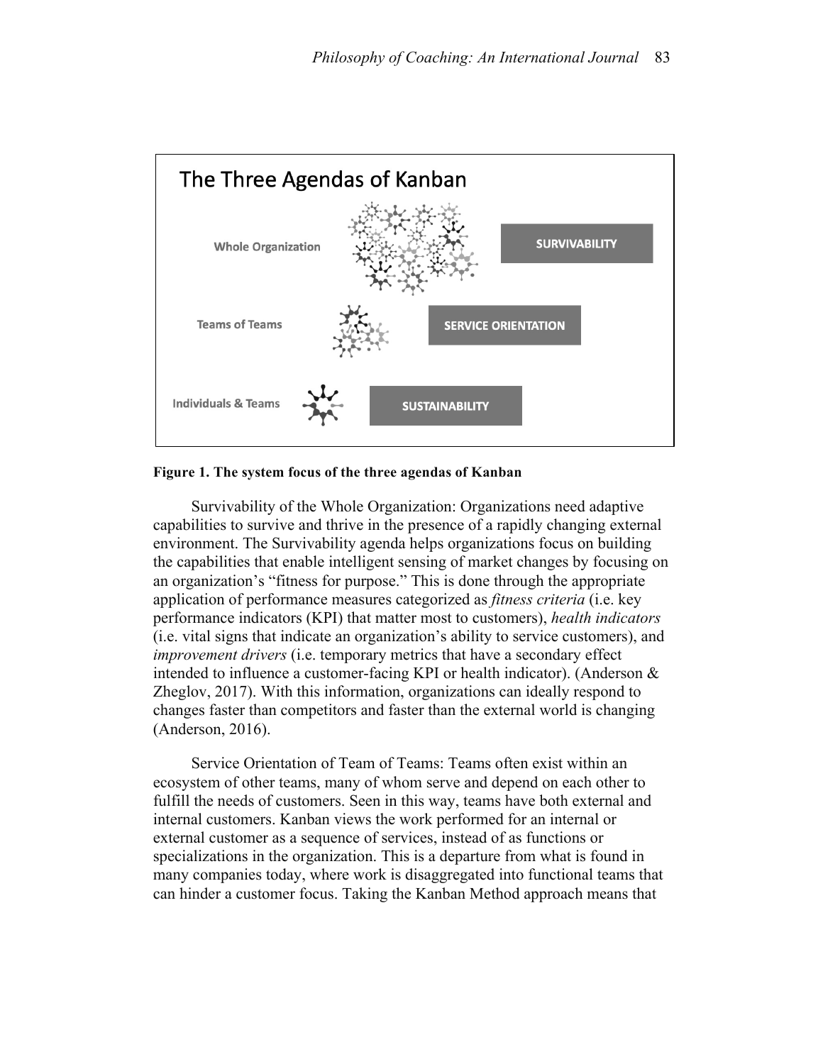**Figure 1. The system focus of the three agendas of Kanban**

Survivability of the Whole Organization: Organizations need adaptive capabilities to survive and thrive in the presence of a rapidly changing external environment. The Survivability agenda helps organizations focus on building the capabilities that enable intelligent sensing of market changes by focusing on an organization's "fitness for purpose." This is done through the appropriate application of performance measures categorized as *fitness criteria* (i.e. key performance indicators (KPI) that matter most to customers), *health indicators* (i.e. vital signs that indicate an organization's ability to service customers), and *improvement drivers* (i.e. temporary metrics that have a secondary effect intended to influence a customer-facing KPI or health indicator). (Anderson & Zheglov, 2017). With this information, organizations can ideally respond to changes faster than competitors and faster than the external world is changing (Anderson, 2016).

Service Orientation of Team of Teams: Teams often exist within an ecosystem of other teams, many of whom serve and depend on each other to fulfill the needs of customers. Seen in this way, teams have both external and internal customers. Kanban views the work performed for an internal or external customer as a sequence of services, instead of as functions or specializations in the organization. This is a departure from what is found in many companies today, where work is disaggregated into functional teams that can hinder a customer focus. Taking the Kanban Method approach means that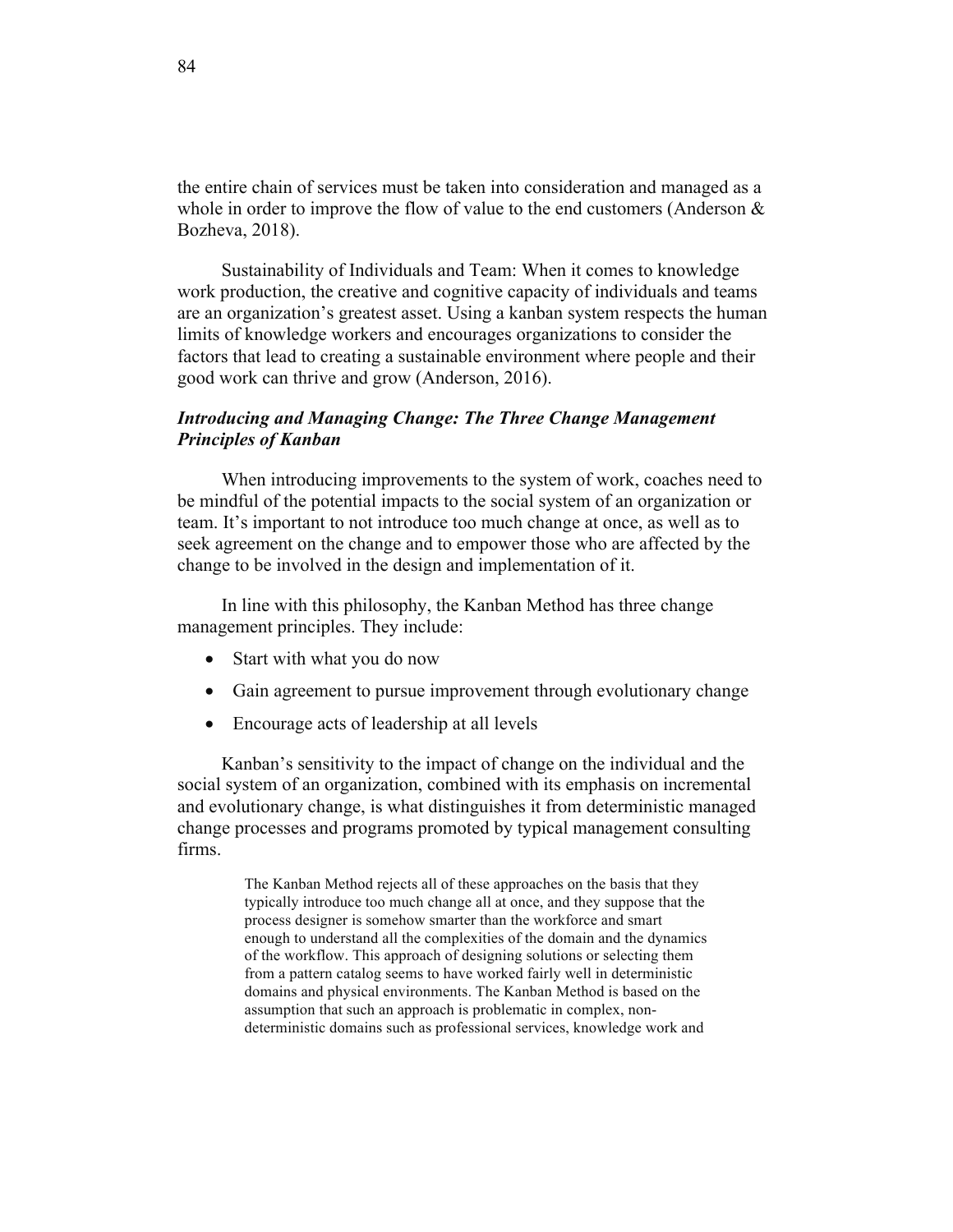the entire chain of services must be taken into consideration and managed as a whole in order to improve the flow of value to the end customers (Anderson & Bozheva, 2018).

Sustainability of Individuals and Team: When it comes to knowledge work production, the creative and cognitive capacity of individuals and teams are an organization's greatest asset. Using a kanban system respects the human limits of knowledge workers and encourages organizations to consider the factors that lead to creating a sustainable environment where people and their good work can thrive and grow (Anderson, 2016).

### *Introducing and Managing Change: The Three Change Management Principles of Kanban*

When introducing improvements to the system of work, coaches need to be mindful of the potential impacts to the social system of an organization or team. It's important to not introduce too much change at once, as well as to seek agreement on the change and to empower those who are affected by the change to be involved in the design and implementation of it.

In line with this philosophy, the Kanban Method has three change management principles. They include:

- Start with what you do now
- Gain agreement to pursue improvement through evolutionary change
- Encourage acts of leadership at all levels

Kanban's sensitivity to the impact of change on the individual and the social system of an organization, combined with its emphasis on incremental and evolutionary change, is what distinguishes it from deterministic managed change processes and programs promoted by typical management consulting firms.

> The Kanban Method rejects all of these approaches on the basis that they typically introduce too much change all at once, and they suppose that the process designer is somehow smarter than the workforce and smart enough to understand all the complexities of the domain and the dynamics of the workflow. This approach of designing solutions or selecting them from a pattern catalog seems to have worked fairly well in deterministic domains and physical environments. The Kanban Method is based on the assumption that such an approach is problematic in complex, non-deterministic domains such as professional services, knowledge work and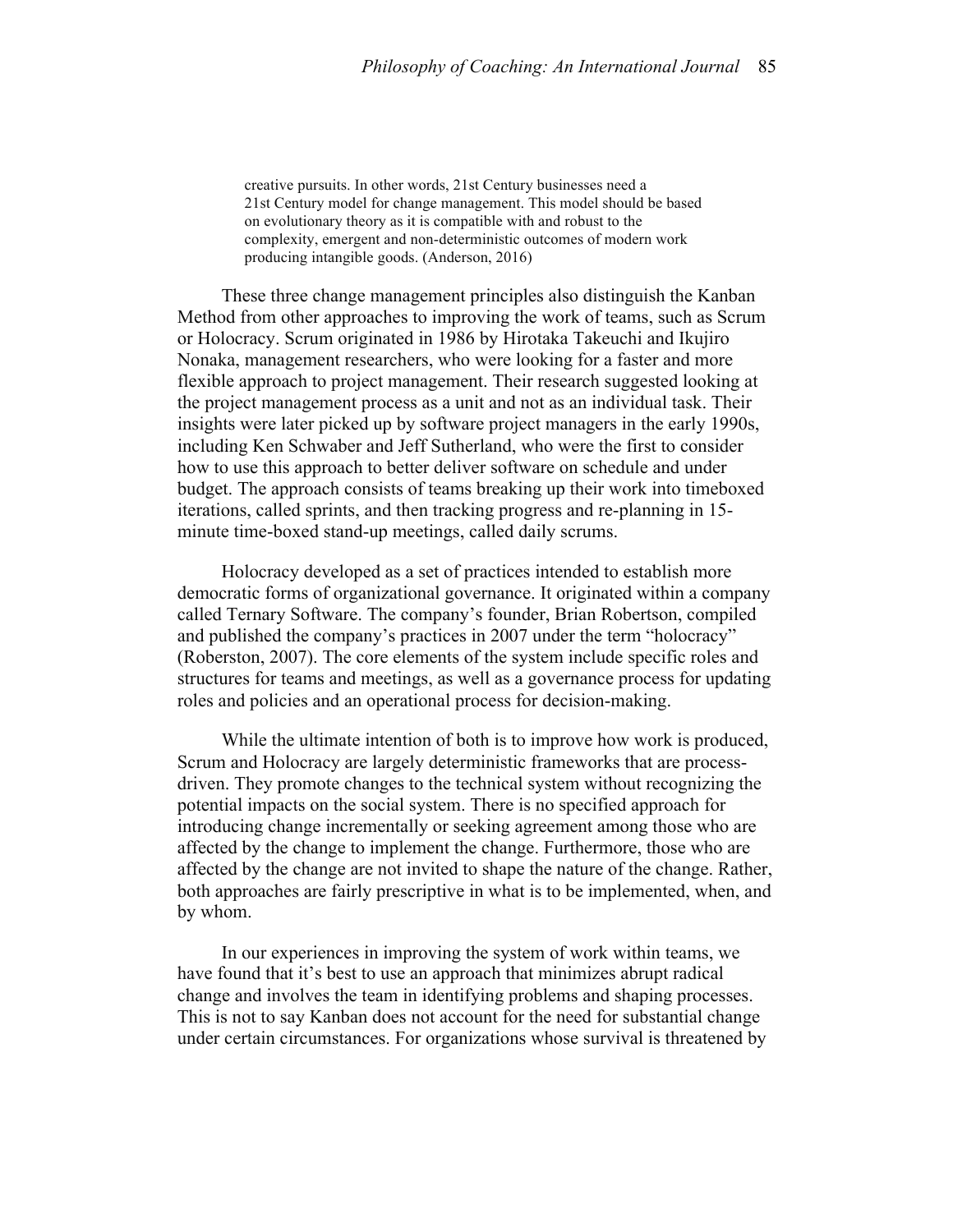> creative pursuits. In other words, 21st Century businesses need a 21st Century model for change management. This model should be based on evolutionary theory as it is compatible with and robust to the complexity, emergent and non-deterministic outcomes of modern work producing intangible goods. (Anderson, 2016)

These three change management principles also distinguish the Kanban Method from other approaches to improving the work of teams, such as Scrum or Holocracy. Scrum originated in 1986 by Hirotaka Takeuchi and Ikujiro Nonaka, management researchers, who were looking for a faster and more flexible approach to project management. Their research suggested looking at the project management process as a unit and not as an individual task. Their insights were later picked up by software project managers in the early 1990s, including Ken Schwaber and Jeff Sutherland, who were the first to consider how to use this approach to better deliver software on schedule and under budget. The approach consists of teams breaking up their work into timeboxed iterations, called sprints, and then tracking progress and re-planning in 15-minute time-boxed stand-up meetings, called daily scrums.

Holocracy developed as a set of practices intended to establish more democratic forms of organizational governance. It originated within a company called Ternary Software. The company's founder, Brian Robertson, compiled and published the company's practices in 2007 under the term "holocracy" (Roberston, 2007). The core elements of the system include specific roles and structures for teams and meetings, as well as a governance process for updating roles and policies and an operational process for decision-making.

While the ultimate intention of both is to improve how work is produced, Scrum and Holocracy are largely deterministic frameworks that are process-driven. They promote changes to the technical system without recognizing the potential impacts on the social system. There is no specified approach for introducing change incrementally or seeking agreement among those who are affected by the change to implement the change. Furthermore, those who are affected by the change are not invited to shape the nature of the change. Rather, both approaches are fairly prescriptive in what is to be implemented, when, and by whom.

In our experiences in improving the system of work within teams, we have found that it's best to use an approach that minimizes abrupt radical change and involves the team in identifying problems and shaping processes. This is not to say Kanban does not account for the need for substantial change under certain circumstances. For organizations whose survival is threatened by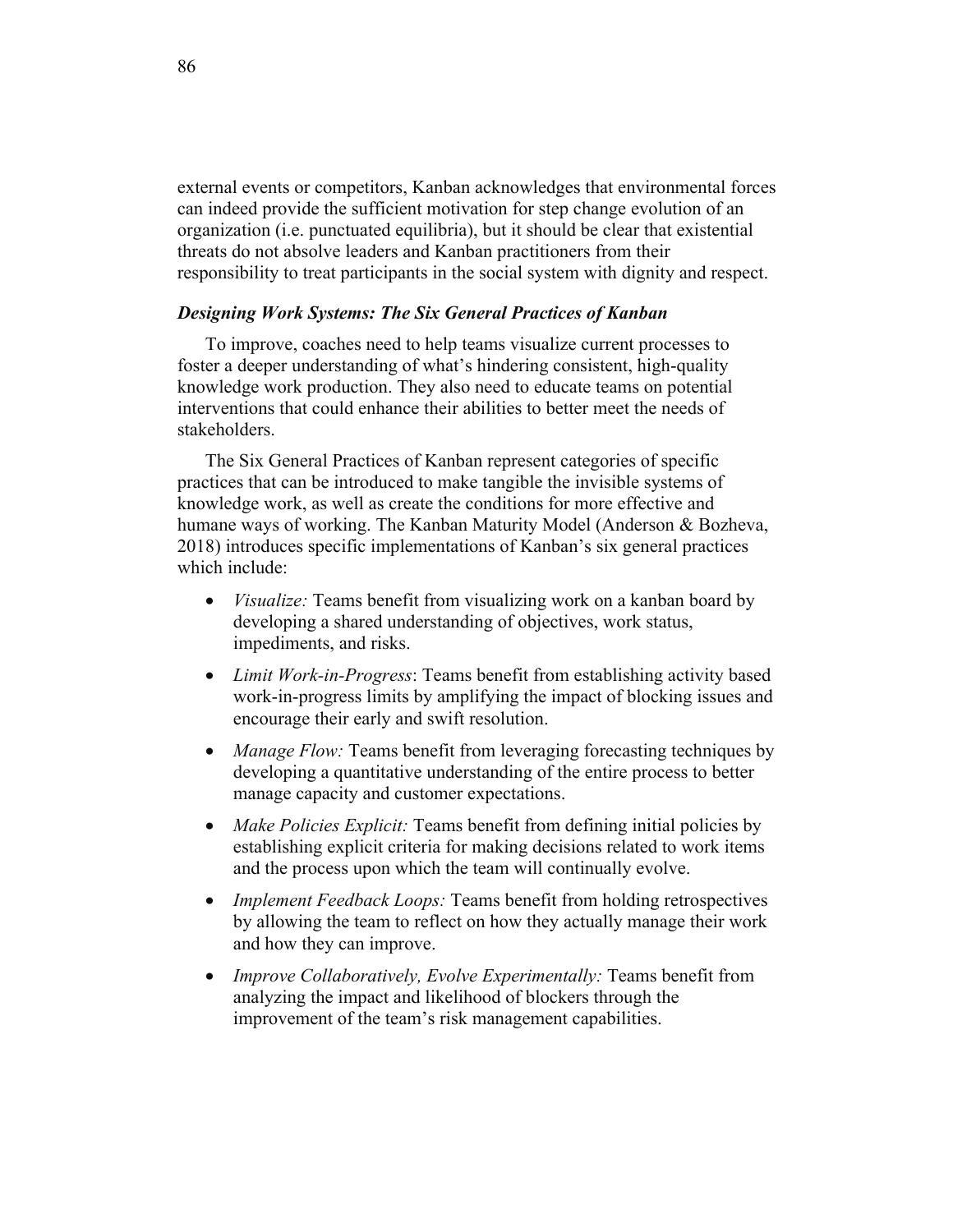external events or competitors, Kanban acknowledges that environmental forces can indeed provide the sufficient motivation for step change evolution of an organization (i.e. punctuated equilibria), but it should be clear that existential threats do not absolve leaders and Kanban practitioners from their responsibility to treat participants in the social system with dignity and respect.

### *Designing Work Systems: The Six General Practices of Kanban*

To improve, coaches need to help teams visualize current processes to foster a deeper understanding of what's hindering consistent, high-quality knowledge work production. They also need to educate teams on potential interventions that could enhance their abilities to better meet the needs of stakeholders.

The Six General Practices of Kanban represent categories of specific practices that can be introduced to make tangible the invisible systems of knowledge work, as well as create the conditions for more effective and humane ways of working. The Kanban Maturity Model (Anderson & Bozheva, 2018) introduces specific implementations of Kanban's six general practices which include:

- *Visualize:* Teams benefit from visualizing work on a kanban board by developing a shared understanding of objectives, work status, impediments, and risks.
- *Limit Work-in-Progress*: Teams benefit from establishing activity based work-in-progress limits by amplifying the impact of blocking issues and encourage their early and swift resolution.
- *Manage Flow:* Teams benefit from leveraging forecasting techniques by developing a quantitative understanding of the entire process to better manage capacity and customer expectations.
- *Make Policies Explicit:* Teams benefit from defining initial policies by establishing explicit criteria for making decisions related to work items and the process upon which the team will continually evolve.
- *Implement Feedback Loops:* Teams benefit from holding retrospectives by allowing the team to reflect on how they actually manage their work and how they can improve.
- *Improve Collaboratively, Evolve Experimentally:* Teams benefit from analyzing the impact and likelihood of blockers through the improvement of the team's risk management capabilities.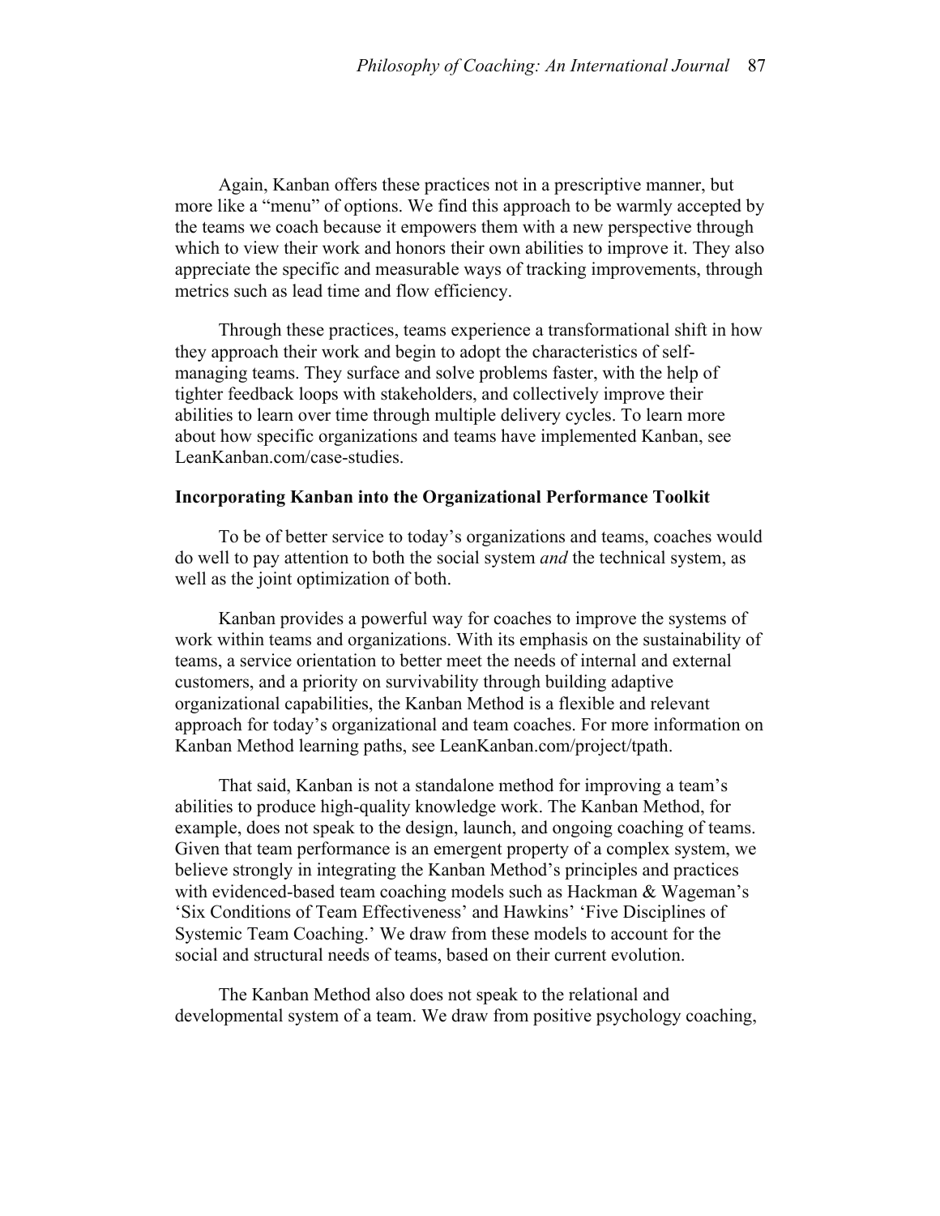Again, Kanban offers these practices not in a prescriptive manner, but more like a "menu" of options. We find this approach to be warmly accepted by the teams we coach because it empowers them with a new perspective through which to view their work and honors their own abilities to improve it. They also appreciate the specific and measurable ways of tracking improvements, through metrics such as lead time and flow efficiency.

Through these practices, teams experience a transformational shift in how they approach their work and begin to adopt the characteristics of self-managing teams. They surface and solve problems faster, with the help of tighter feedback loops with stakeholders, and collectively improve their abilities to learn over time through multiple delivery cycles. To learn more about how specific organizations and teams have implemented Kanban, see LeanKanban.com/case-studies.

**Incorporating Kanban into the Organizational Performance Toolkit**

To be of better service to today's organizations and teams, coaches would do well to pay attention to both the social system *and* the technical system, as well as the joint optimization of both.

Kanban provides a powerful way for coaches to improve the systems of work within teams and organizations. With its emphasis on the sustainability of teams, a service orientation to better meet the needs of internal and external customers, and a priority on survivability through building adaptive organizational capabilities, the Kanban Method is a flexible and relevant approach for today's organizational and team coaches. For more information on Kanban Method learning paths, see LeanKanban.com/project/tpath.

That said, Kanban is not a standalone method for improving a team's abilities to produce high-quality knowledge work. The Kanban Method, for example, does not speak to the design, launch, and ongoing coaching of teams. Given that team performance is an emergent property of a complex system, we believe strongly in integrating the Kanban Method's principles and practices with evidenced-based team coaching models such as Hackman & Wageman's 'Six Conditions of Team Effectiveness' and Hawkins' 'Five Disciplines of Systemic Team Coaching.' We draw from these models to account for the social and structural needs of teams, based on their current evolution.

The Kanban Method also does not speak to the relational and developmental system of a team. We draw from positive psychology coaching,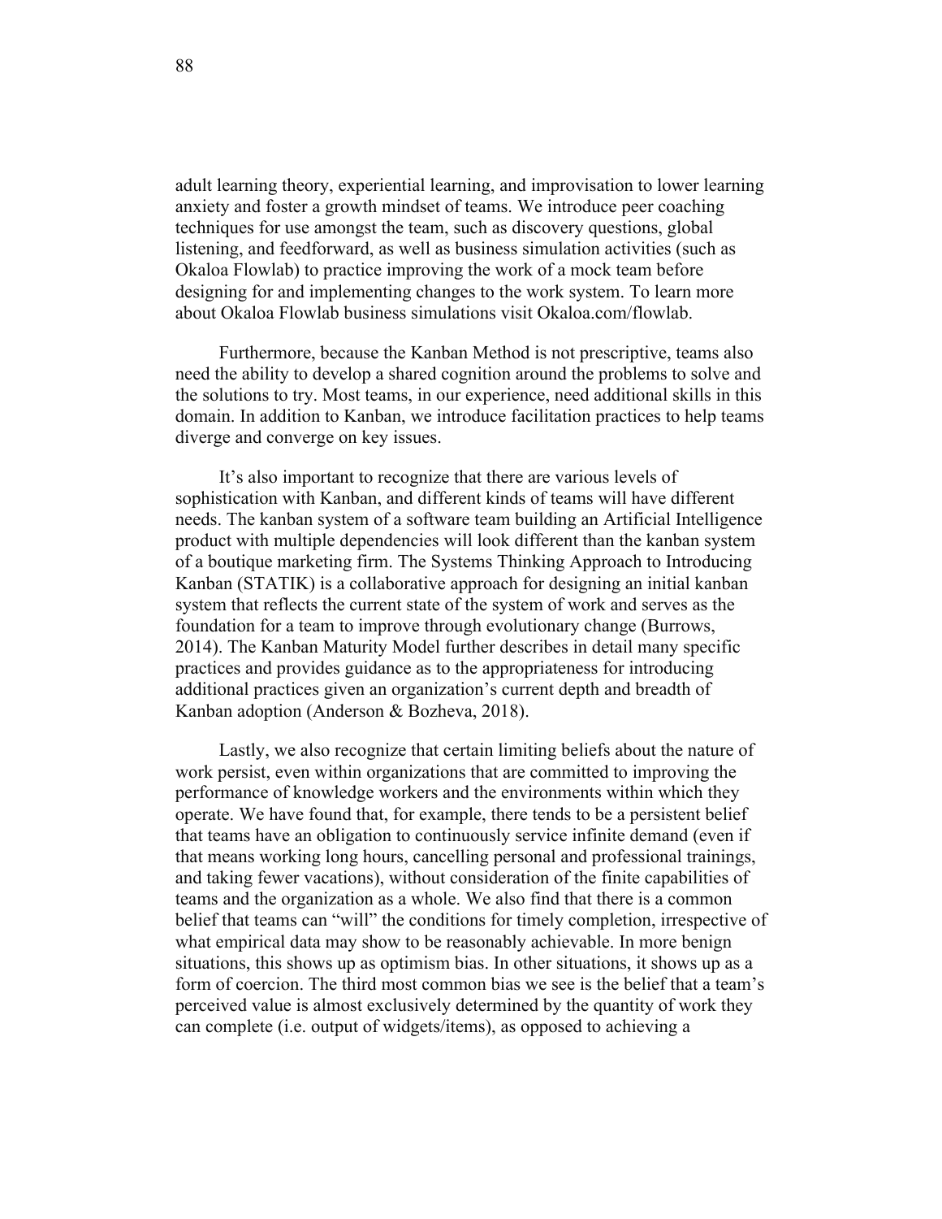adult learning theory, experiential learning, and improvisation to lower learning anxiety and foster a growth mindset of teams. We introduce peer coaching techniques for use amongst the team, such as discovery questions, global listening, and feedforward, as well as business simulation activities (such as Okaloa Flowlab) to practice improving the work of a mock team before designing for and implementing changes to the work system. To learn more about Okaloa Flowlab business simulations visit Okaloa.com/flowlab.

Furthermore, because the Kanban Method is not prescriptive, teams also need the ability to develop a shared cognition around the problems to solve and the solutions to try. Most teams, in our experience, need additional skills in this domain. In addition to Kanban, we introduce facilitation practices to help teams diverge and converge on key issues.

It's also important to recognize that there are various levels of sophistication with Kanban, and different kinds of teams will have different needs. The kanban system of a software team building an Artificial Intelligence product with multiple dependencies will look different than the kanban system of a boutique marketing firm. The Systems Thinking Approach to Introducing Kanban (STATIK) is a collaborative approach for designing an initial kanban system that reflects the current state of the system of work and serves as the foundation for a team to improve through evolutionary change (Burrows, 2014). The Kanban Maturity Model further describes in detail many specific practices and provides guidance as to the appropriateness for introducing additional practices given an organization's current depth and breadth of Kanban adoption (Anderson & Bozheva, 2018).

Lastly, we also recognize that certain limiting beliefs about the nature of work persist, even within organizations that are committed to improving the performance of knowledge workers and the environments within which they operate. We have found that, for example, there tends to be a persistent belief that teams have an obligation to continuously service infinite demand (even if that means working long hours, cancelling personal and professional trainings, and taking fewer vacations), without consideration of the finite capabilities of teams and the organization as a whole. We also find that there is a common belief that teams can "will" the conditions for timely completion, irrespective of what empirical data may show to be reasonably achievable. In more benign situations, this shows up as optimism bias. In other situations, it shows up as a form of coercion. The third most common bias we see is the belief that a team's perceived value is almost exclusively determined by the quantity of work they can complete (i.e. output of widgets/items), as opposed to achieving a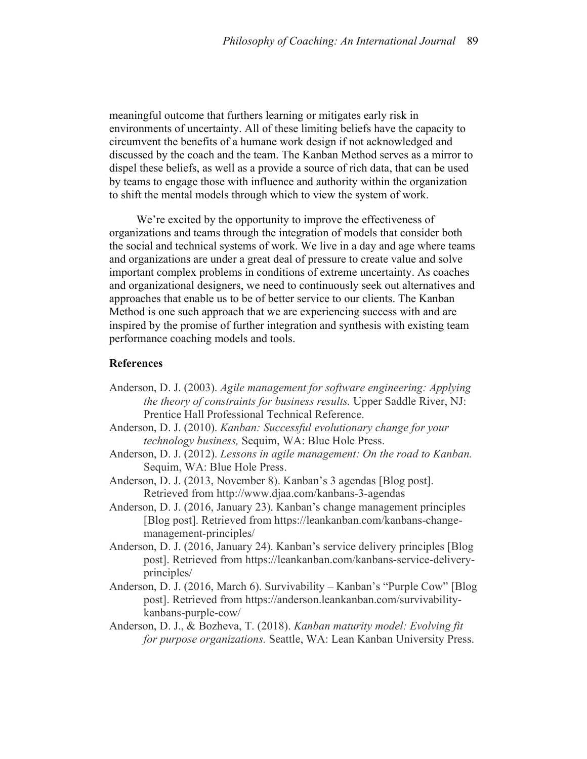meaningful outcome that furthers learning or mitigates early risk in environments of uncertainty. All of these limiting beliefs have the capacity to circumvent the benefits of a humane work design if not acknowledged and discussed by the coach and the team. The Kanban Method serves as a mirror to dispel these beliefs, as well as a provide a source of rich data, that can be used by teams to engage those with influence and authority within the organization to shift the mental models through which to view the system of work.

We're excited by the opportunity to improve the effectiveness of organizations and teams through the integration of models that consider both the social and technical systems of work. We live in a day and age where teams and organizations are under a great deal of pressure to create value and solve important complex problems in conditions of extreme uncertainty. As coaches and organizational designers, we need to continuously seek out alternatives and approaches that enable us to be of better service to our clients. The Kanban Method is one such approach that we are experiencing success with and are inspired by the promise of further integration and synthesis with existing team performance coaching models and tools.

**References**

Anderson, D. J. (2003). *Agile management for software engineering: Applying the theory of constraints for business results.* Upper Saddle River, NJ: Prentice Hall Professional Technical Reference.

Anderson, D. J. (2010). *Kanban: Successful evolutionary change for your technology business,* Sequim, WA: Blue Hole Press.

Anderson, D. J. (2012). *Lessons in agile management: On the road to Kanban.* Sequim, WA: Blue Hole Press.

Anderson, D. J. (2013, November 8). Kanban's 3 agendas [Blog post]. Retrieved from http://www.djaa.com/kanbans-3-agendas

Anderson, D. J. (2016, January 23). Kanban's change management principles [Blog post]. Retrieved from https://leankanban.com/kanbans-change-management-principles/

Anderson, D. J. (2016, January 24). Kanban's service delivery principles [Blog post]. Retrieved from https://leankanban.com/kanbans-service-delivery-principles/

Anderson, D. J. (2016, March 6). Survivability – Kanban's "Purple Cow" [Blog post]. Retrieved from https://anderson.leankanban.com/survivability-kanbans-purple-cow/

Anderson, D. J., & Bozheva, T. (2018). *Kanban maturity model: Evolving fit for purpose organizations.* Seattle, WA: Lean Kanban University Press.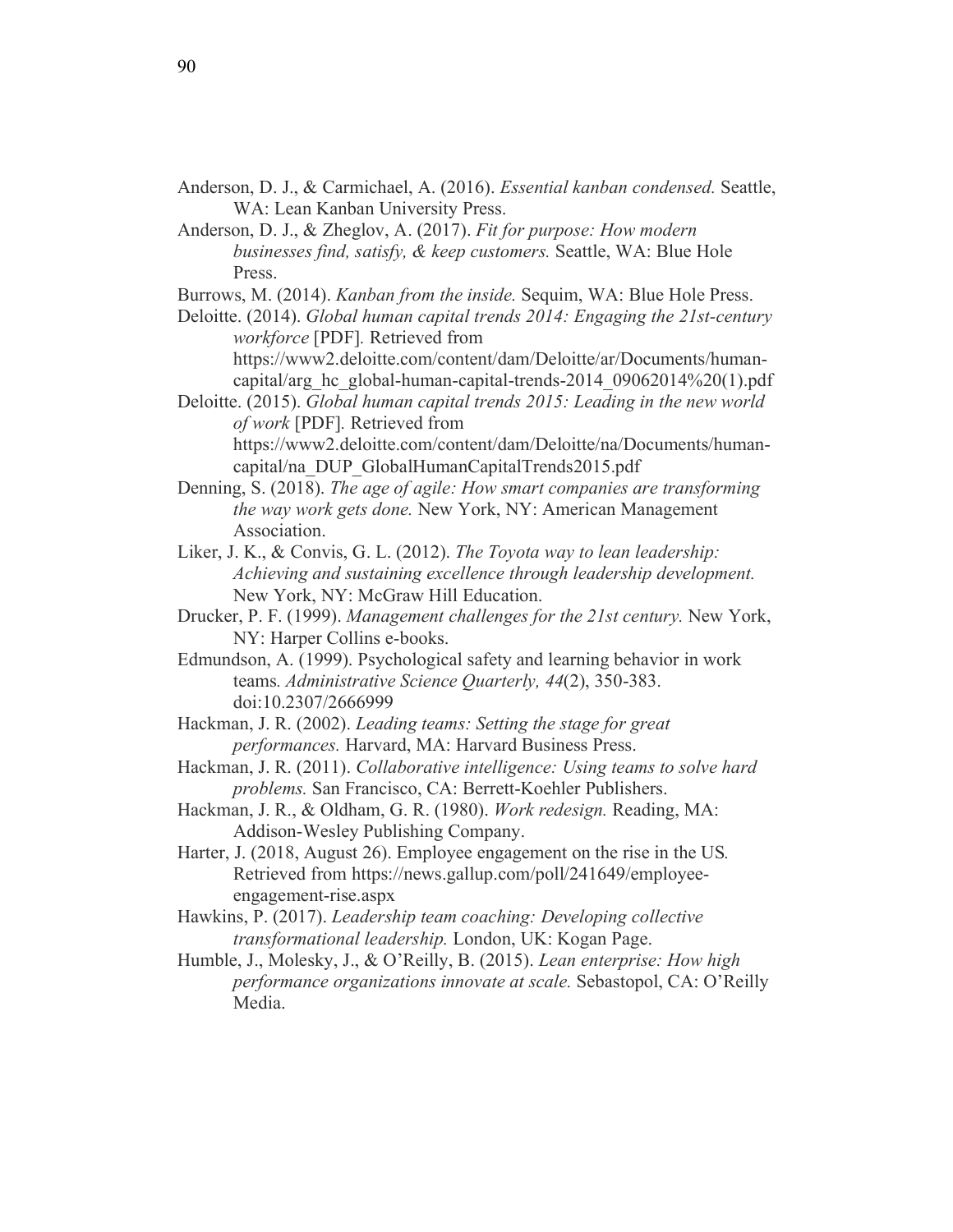Anderson, D. J., & Carmichael, A. (2016). *Essential kanban condensed.* Seattle, WA: Lean Kanban University Press.

Anderson, D. J., & Zheglov, A. (2017). *Fit for purpose: How modern businesses find, satisfy, & keep customers.* Seattle, WA: Blue Hole Press.

Burrows, M. (2014). *Kanban from the inside.* Sequim, WA: Blue Hole Press.

Deloitte. (2014). *Global human capital trends 2014: Engaging the 21st-century workforce* [PDF]. Retrieved from https://www2.deloitte.com/content/dam/Deloitte/ar/Documents/human-capital/arg_hc_global-human-capital-trends-2014_09062014%20(1).pdf

Deloitte. (2015). *Global human capital trends 2015: Leading in the new world of work* [PDF]. Retrieved from https://www2.deloitte.com/content/dam/Deloitte/na/Documents/human-capital/na_DUP_GlobalHumanCapitalTrends2015.pdf

Denning, S. (2018). *The age of agile: How smart companies are transforming the way work gets done.* New York, NY: American Management Association.

Liker, J. K., & Convis, G. L. (2012). *The Toyota way to lean leadership: Achieving and sustaining excellence through leadership development.* New York, NY: McGraw Hill Education.

Drucker, P. F. (1999). *Management challenges for the 21st century.* New York, NY: Harper Collins e-books.

Edmundson, A. (1999). Psychological safety and learning behavior in work teams. *Administrative Science Quarterly, 44*(2), 350-383. doi:10.2307/2666999

Hackman, J. R. (2002). *Leading teams: Setting the stage for great performances.* Harvard, MA: Harvard Business Press.

Hackman, J. R. (2011). *Collaborative intelligence: Using teams to solve hard problems.* San Francisco, CA: Berrett-Koehler Publishers.

Hackman, J. R., & Oldham, G. R. (1980). *Work redesign.* Reading, MA: Addison-Wesley Publishing Company.

Harter, J. (2018, August 26). Employee engagement on the rise in the US. Retrieved from https://news.gallup.com/poll/241649/employee-engagement-rise.aspx

Hawkins, P. (2017). *Leadership team coaching: Developing collective transformational leadership.* London, UK: Kogan Page.

Humble, J., Molesky, J., & O'Reilly, B. (2015). *Lean enterprise: How high performance organizations innovate at scale.* Sebastopol, CA: O'Reilly Media.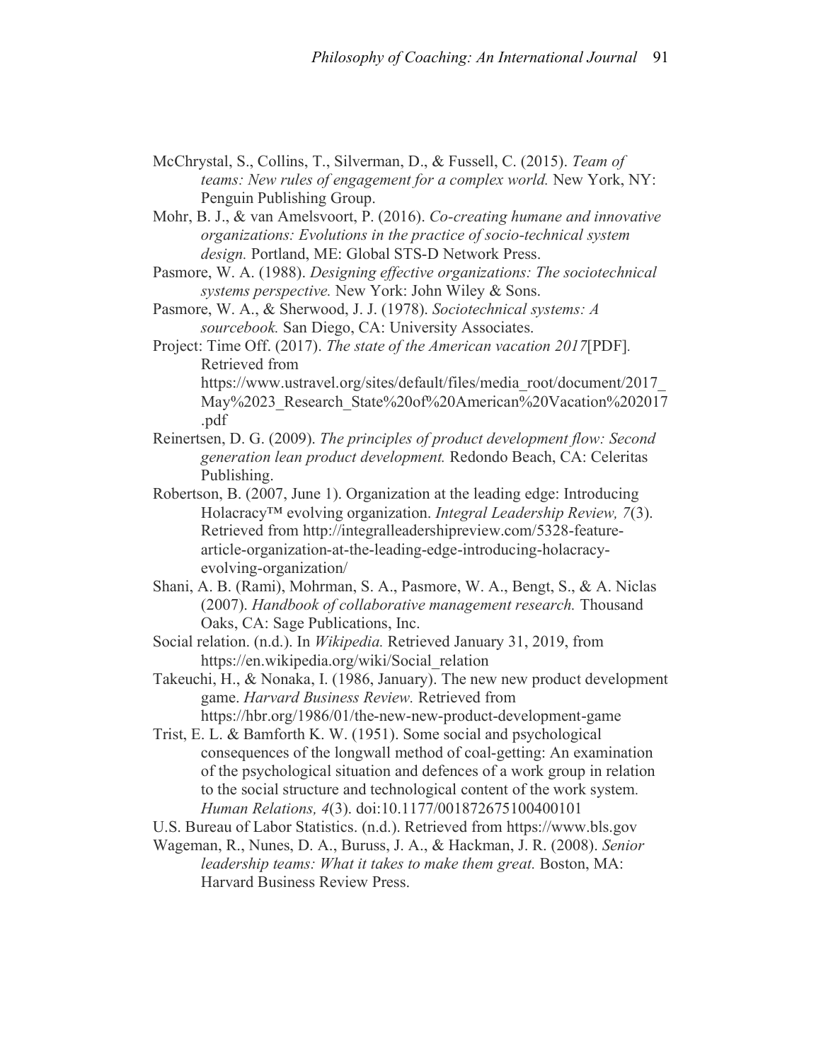McChrystal, S., Collins, T., Silverman, D., & Fussell, C. (2015). *Team of teams: New rules of engagement for a complex world.* New York, NY: Penguin Publishing Group.

Mohr, B. J., & van Amelsvoort, P. (2016). *Co-creating humane and innovative organizations: Evolutions in the practice of socio-technical system design.* Portland, ME: Global STS-D Network Press.

Pasmore, W. A. (1988). *Designing effective organizations: The sociotechnical systems perspective.* New York: John Wiley & Sons.

Pasmore, W. A., & Sherwood, J. J. (1978). *Sociotechnical systems: A sourcebook.* San Diego, CA: University Associates.

Project: Time Off. (2017). *The state of the American vacation 2017*[PDF]. Retrieved from https://www.ustravel.org/sites/default/files/media_root/document/2017_May%2023_Research_State%20of%20American%20Vacation%202017.pdf

Reinertsen, D. G. (2009). *The principles of product development flow: Second generation lean product development.* Redondo Beach, CA: Celeritas Publishing.

Robertson, B. (2007, June 1). Organization at the leading edge: Introducing Holacracy™ evolving organization. *Integral Leadership Review, 7*(3). Retrieved from http://integralleadershipreview.com/5328-feature-article-organization-at-the-leading-edge-introducing-holacracy-evolving-organization/

Shani, A. B. (Rami), Mohrman, S. A., Pasmore, W. A., Bengt, S., & A. Niclas (2007). *Handbook of collaborative management research.* Thousand Oaks, CA: Sage Publications, Inc.

Social relation. (n.d.). In *Wikipedia.* Retrieved January 31, 2019, from https://en.wikipedia.org/wiki/Social_relation

Takeuchi, H., & Nonaka, I. (1986, January). The new new product development game. *Harvard Business Review.* Retrieved from https://hbr.org/1986/01/the-new-new-product-development-game

Trist, E. L. & Bamforth K. W. (1951). Some social and psychological consequences of the longwall method of coal-getting: An examination of the psychological situation and defences of a work group in relation to the social structure and technological content of the work system. *Human Relations, 4*(3). doi:10.1177/001872675100400101

U.S. Bureau of Labor Statistics. (n.d.). Retrieved from https://www.bls.gov

Wageman, R., Nunes, D. A., Buruss, J. A., & Hackman, J. R. (2008). *Senior leadership teams: What it takes to make them great.* Boston, MA: Harvard Business Review Press.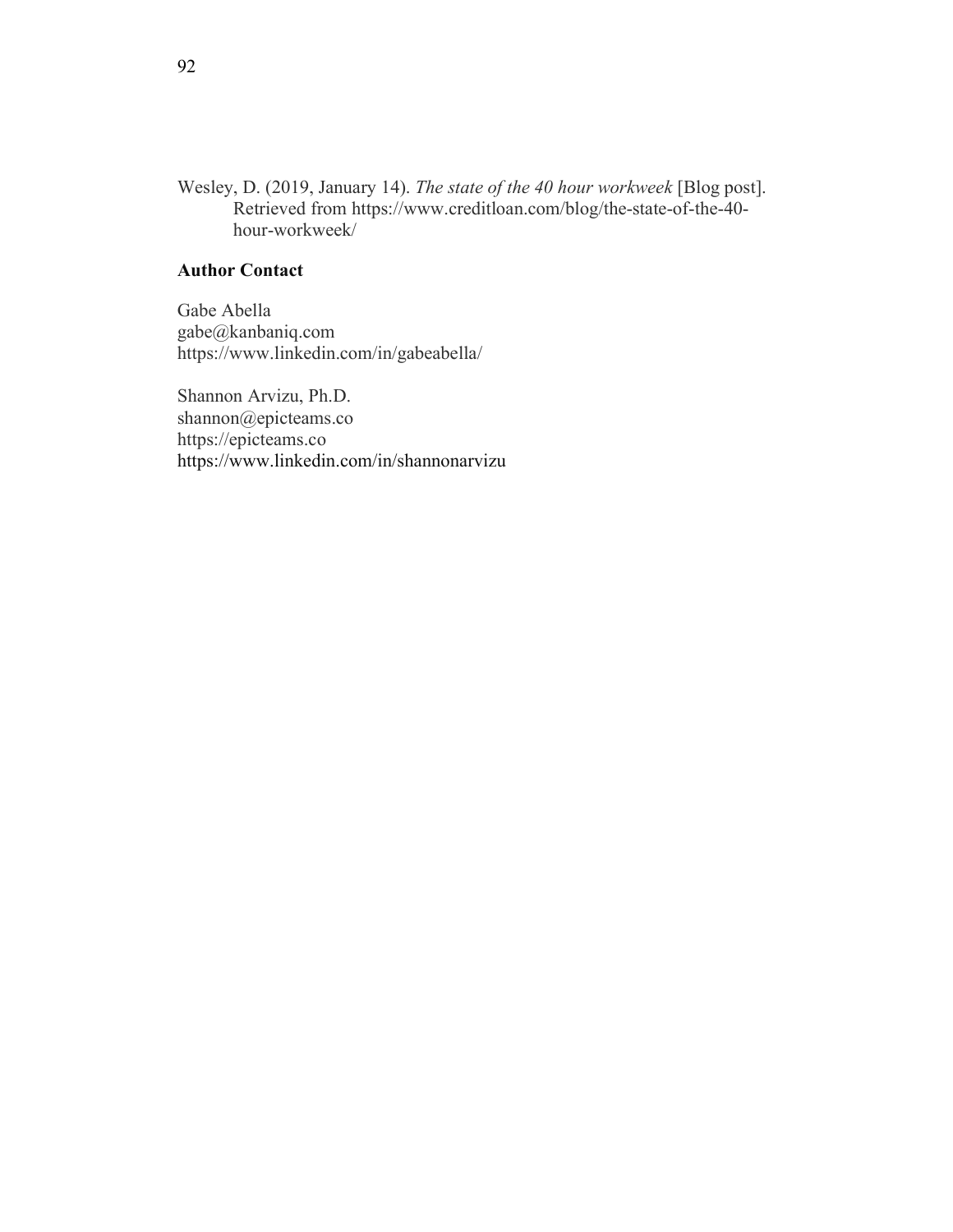Wesley, D. (2019, January 14). *The state of the 40 hour workweek* [Blog post]. Retrieved from https://www.creditloan.com/blog/the-state-of-the-40-hour-workweek/

**Author Contact**

Gabe Abella
gabe@kanbaniq.com
https://www.linkedin.com/in/gabeabella/

Shannon Arvizu, Ph.D.
shannon@epicteams.co
https://epicteams.co
https://www.linkedin.com/in/shannonarvizu